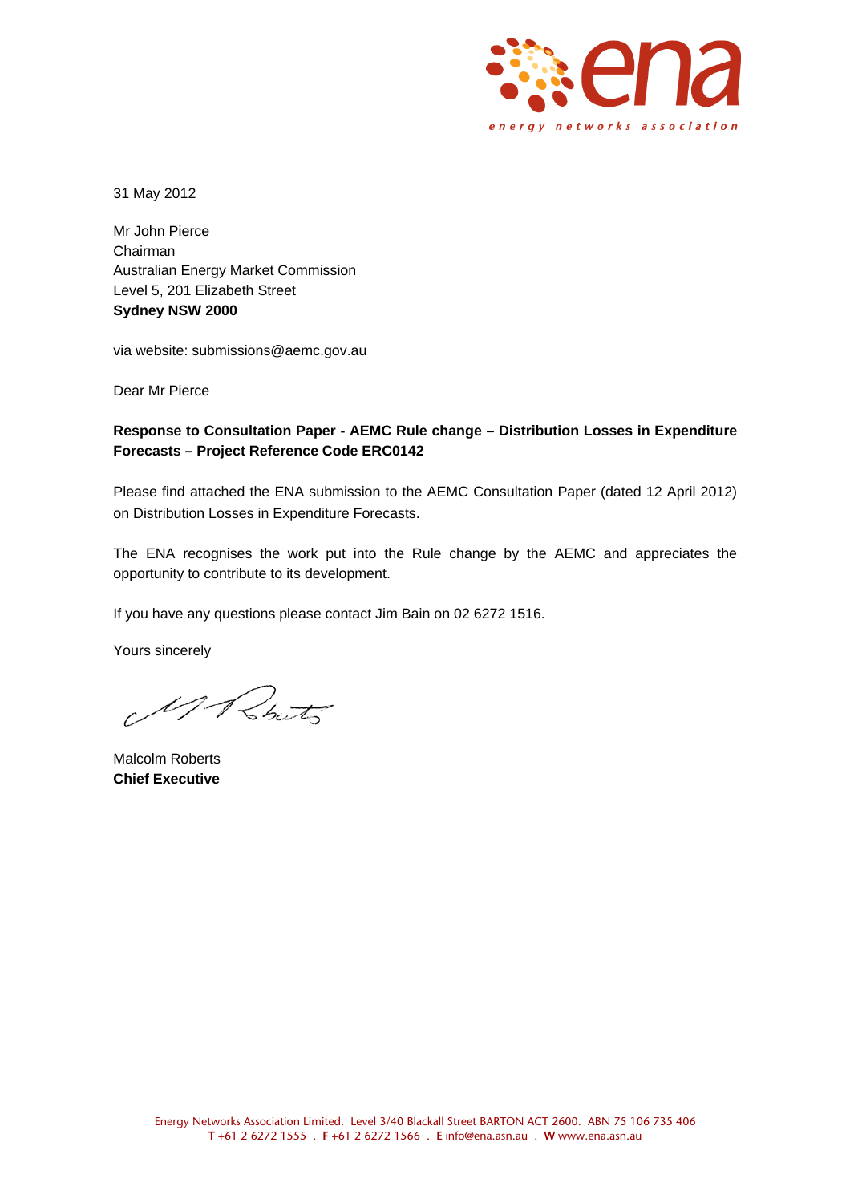31 May 2012

Mr John Pierce
Chairman
Australian Energy Market Commission
Level 5, 201 Elizabeth Street
**Sydney NSW 2000**

via website: submissions@aemc.gov.au

Dear Mr Pierce

**Response to Consultation Paper - AEMC Rule change – Distribution Losses in Expenditure Forecasts – Project Reference Code ERC0142**

Please find attached the ENA submission to the AEMC Consultation Paper (dated 12 April 2012) on Distribution Losses in Expenditure Forecasts.

The ENA recognises the work put into the Rule change by the AEMC and appreciates the opportunity to contribute to its development.

If you have any questions please contact Jim Bain on 02 6272 1516.

Yours sincerely

Malcolm Roberts
**Chief Executive**

Energy Networks Association Limited. Level 3/40 Blackall Street BARTON ACT 2600. ABN 75 106 735 406
**T** +61 2 6272 1555 . **F** +61 2 6272 1566 . **E** info@ena.asn.au . **W** www.ena.asn.au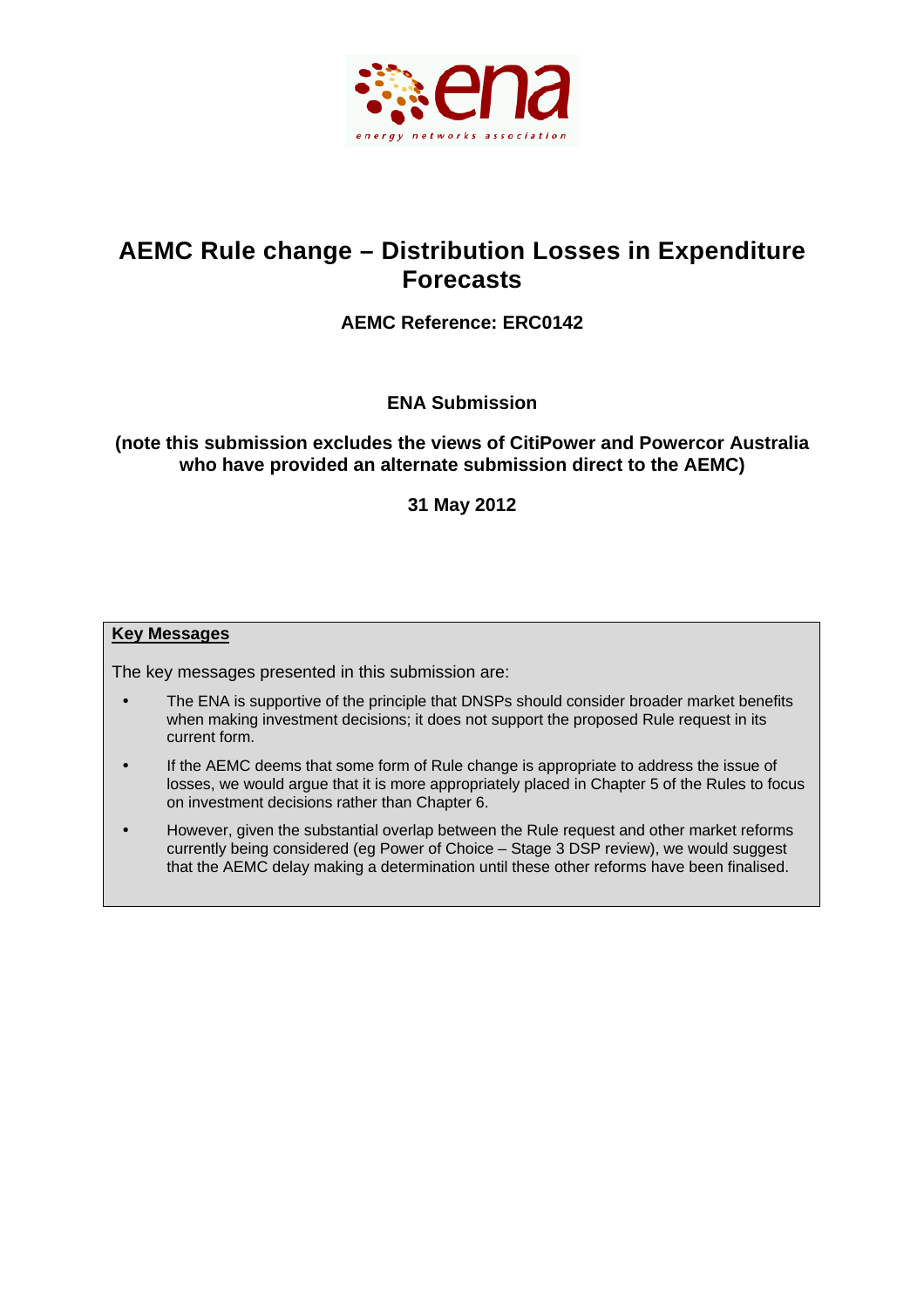# AEMC Rule change – Distribution Losses in Expenditure Forecasts

**AEMC Reference: ERC0142**

**ENA Submission**

**(note this submission excludes the views of CitiPower and Powercor Australia who have provided an alternate submission direct to the AEMC)**

**31 May 2012**

**Key Messages**

The key messages presented in this submission are:

- The ENA is supportive of the principle that DNSPs should consider broader market benefits when making investment decisions; it does not support the proposed Rule request in its current form.
- If the AEMC deems that some form of Rule change is appropriate to address the issue of losses, we would argue that it is more appropriately placed in Chapter 5 of the Rules to focus on investment decisions rather than Chapter 6.
- However, given the substantial overlap between the Rule request and other market reforms currently being considered (eg Power of Choice – Stage 3 DSP review), we would suggest that the AEMC delay making a determination until these other reforms have been finalised.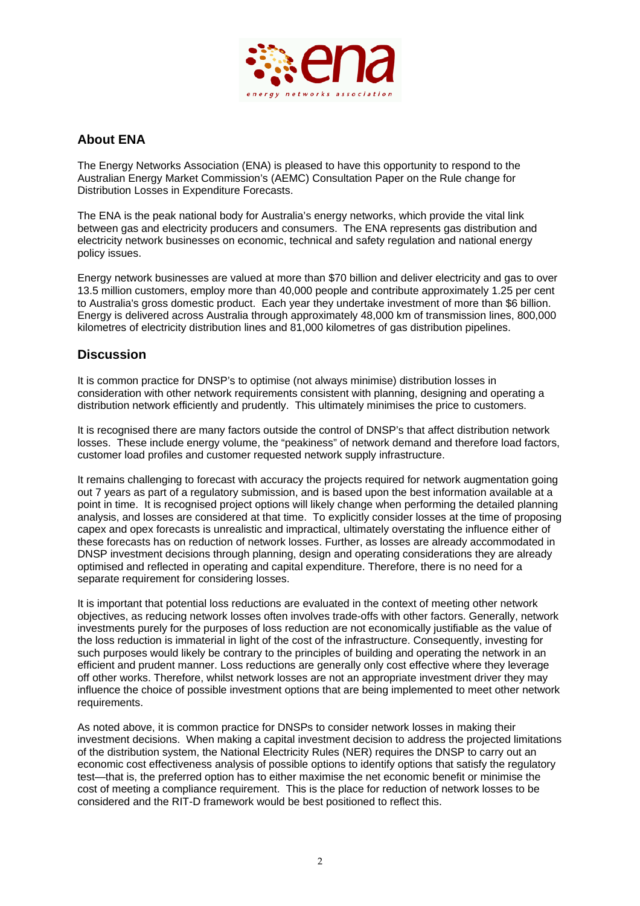## About ENA

The Energy Networks Association (ENA) is pleased to have this opportunity to respond to the Australian Energy Market Commission's (AEMC) Consultation Paper on the Rule change for Distribution Losses in Expenditure Forecasts.

The ENA is the peak national body for Australia's energy networks, which provide the vital link between gas and electricity producers and consumers. The ENA represents gas distribution and electricity network businesses on economic, technical and safety regulation and national energy policy issues.

Energy network businesses are valued at more than $70 billion and deliver electricity and gas to over 13.5 million customers, employ more than 40,000 people and contribute approximately 1.25 per cent to Australia's gross domestic product. Each year they undertake investment of more than $6 billion. Energy is delivered across Australia through approximately 48,000 km of transmission lines, 800,000 kilometres of electricity distribution lines and 81,000 kilometres of gas distribution pipelines.

## Discussion

It is common practice for DNSP's to optimise (not always minimise) distribution losses in consideration with other network requirements consistent with planning, designing and operating a distribution network efficiently and prudently. This ultimately minimises the price to customers.

It is recognised there are many factors outside the control of DNSP's that affect distribution network losses. These include energy volume, the "peakiness" of network demand and therefore load factors, customer load profiles and customer requested network supply infrastructure.

It remains challenging to forecast with accuracy the projects required for network augmentation going out 7 years as part of a regulatory submission, and is based upon the best information available at a point in time. It is recognised project options will likely change when performing the detailed planning analysis, and losses are considered at that time. To explicitly consider losses at the time of proposing capex and opex forecasts is unrealistic and impractical, ultimately overstating the influence either of these forecasts has on reduction of network losses. Further, as losses are already accommodated in DNSP investment decisions through planning, design and operating considerations they are already optimised and reflected in operating and capital expenditure. Therefore, there is no need for a separate requirement for considering losses.

It is important that potential loss reductions are evaluated in the context of meeting other network objectives, as reducing network losses often involves trade-offs with other factors. Generally, network investments purely for the purposes of loss reduction are not economically justifiable as the value of the loss reduction is immaterial in light of the cost of the infrastructure. Consequently, investing for such purposes would likely be contrary to the principles of building and operating the network in an efficient and prudent manner. Loss reductions are generally only cost effective where they leverage off other works. Therefore, whilst network losses are not an appropriate investment driver they may influence the choice of possible investment options that are being implemented to meet other network requirements.

As noted above, it is common practice for DNSPs to consider network losses in making their investment decisions. When making a capital investment decision to address the projected limitations of the distribution system, the National Electricity Rules (NER) requires the DNSP to carry out an economic cost effectiveness analysis of possible options to identify options that satisfy the regulatory test—that is, the preferred option has to either maximise the net economic benefit or minimise the cost of meeting a compliance requirement. This is the place for reduction of network losses to be considered and the RIT-D framework would be best positioned to reflect this.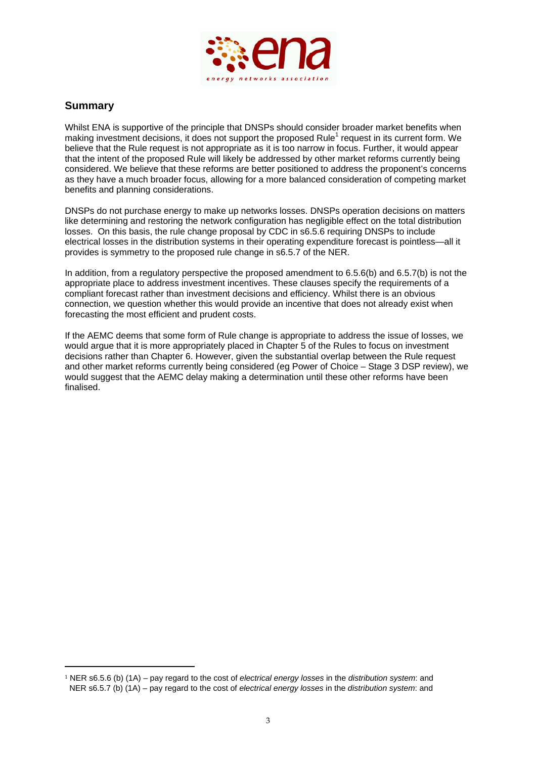## Summary

Whilst ENA is supportive of the principle that DNSPs should consider broader market benefits when making investment decisions, it does not support the proposed Rule[1] request in its current form. We believe that the Rule request is not appropriate as it is too narrow in focus. Further, it would appear that the intent of the proposed Rule will likely be addressed by other market reforms currently being considered. We believe that these reforms are better positioned to address the proponent's concerns as they have a much broader focus, allowing for a more balanced consideration of competing market benefits and planning considerations.

DNSPs do not purchase energy to make up networks losses. DNSPs operation decisions on matters like determining and restoring the network configuration has negligible effect on the total distribution losses. On this basis, the rule change proposal by CDC in s6.5.6 requiring DNSPs to include electrical losses in the distribution systems in their operating expenditure forecast is pointless—all it provides is symmetry to the proposed rule change in s6.5.7 of the NER.

In addition, from a regulatory perspective the proposed amendment to 6.5.6(b) and 6.5.7(b) is not the appropriate place to address investment incentives. These clauses specify the requirements of a compliant forecast rather than investment decisions and efficiency. Whilst there is an obvious connection, we question whether this would provide an incentive that does not already exist when forecasting the most efficient and prudent costs.

If the AEMC deems that some form of Rule change is appropriate to address the issue of losses, we would argue that it is more appropriately placed in Chapter 5 of the Rules to focus on investment decisions rather than Chapter 6. However, given the substantial overlap between the Rule request and other market reforms currently being considered (eg Power of Choice – Stage 3 DSP review), we would suggest that the AEMC delay making a determination until these other reforms have been finalised.

[1] NER s6.5.6 (b) (1A) – pay regard to the cost of *electrical energy losses* in the *distribution system*: and
NER s6.5.7 (b) (1A) – pay regard to the cost of *electrical energy losses* in the *distribution system*: and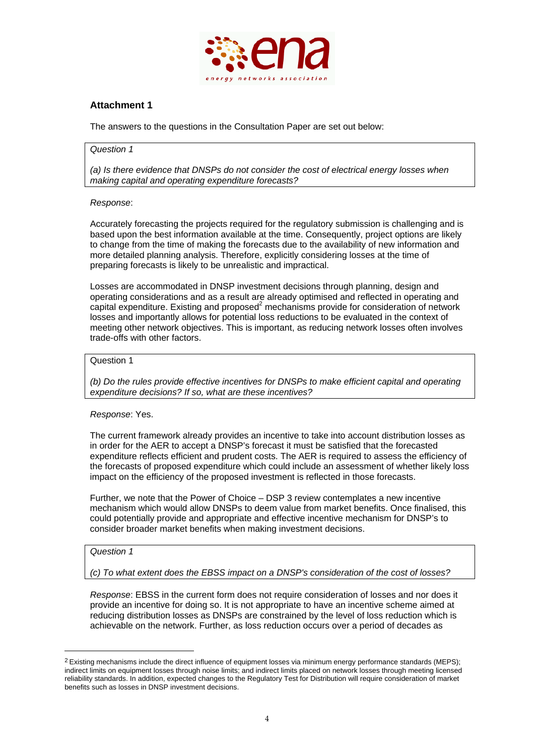## Attachment 1

The answers to the questions in the Consultation Paper are set out below:

> *Question 1*
>
> *(a) Is there evidence that DNSPs do not consider the cost of electrical energy losses when making capital and operating expenditure forecasts?*

*Response*:

Accurately forecasting the projects required for the regulatory submission is challenging and is based upon the best information available at the time. Consequently, project options are likely to change from the time of making the forecasts due to the availability of new information and more detailed planning analysis. Therefore, explicitly considering losses at the time of preparing forecasts is likely to be unrealistic and impractical.

Losses are accommodated in DNSP investment decisions through planning, design and operating considerations and as a result are already optimised and reflected in operating and capital expenditure. Existing and proposed[2] mechanisms provide for consideration of network losses and importantly allows for potential loss reductions to be evaluated in the context of meeting other network objectives. This is important, as reducing network losses often involves trade-offs with other factors.

> Question 1
>
> *(b) Do the rules provide effective incentives for DNSPs to make efficient capital and operating expenditure decisions? If so, what are these incentives?*

*Response*: Yes.

The current framework already provides an incentive to take into account distribution losses as in order for the AER to accept a DNSP's forecast it must be satisfied that the forecasted expenditure reflects efficient and prudent costs. The AER is required to assess the efficiency of the forecasts of proposed expenditure which could include an assessment of whether likely loss impact on the efficiency of the proposed investment is reflected in those forecasts.

Further, we note that the Power of Choice – DSP 3 review contemplates a new incentive mechanism which would allow DNSPs to deem value from market benefits. Once finalised, this could potentially provide and appropriate and effective incentive mechanism for DNSP's to consider broader market benefits when making investment decisions.

> *Question 1*
>
> *(c) To what extent does the EBSS impact on a DNSP's consideration of the cost of losses?*

*Response*: EBSS in the current form does not require consideration of losses and nor does it provide an incentive for doing so. It is not appropriate to have an incentive scheme aimed at reducing distribution losses as DNSPs are constrained by the level of loss reduction which is achievable on the network. Further, as loss reduction occurs over a period of decades as

---

[2] Existing mechanisms include the direct influence of equipment losses via minimum energy performance standards (MEPS); indirect limits on equipment losses through noise limits; and indirect limits placed on network losses through meeting licensed reliability standards. In addition, expected changes to the Regulatory Test for Distribution will require consideration of market benefits such as losses in DNSP investment decisions.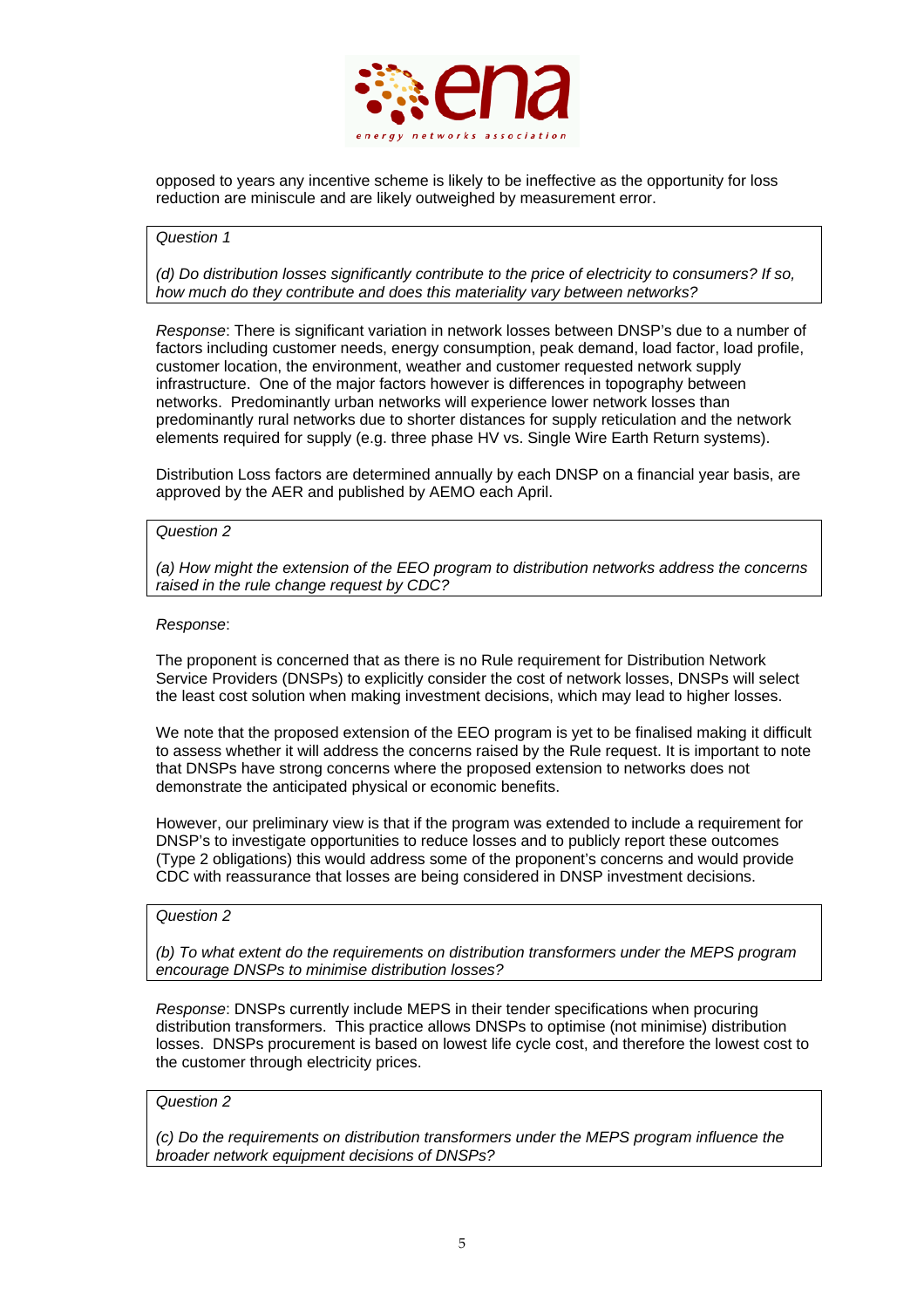opposed to years any incentive scheme is likely to be ineffective as the opportunity for loss reduction are miniscule and are likely outweighed by measurement error.

*Question 1*

*(d) Do distribution losses significantly contribute to the price of electricity to consumers? If so, how much do they contribute and does this materiality vary between networks?*

*Response*: There is significant variation in network losses between DNSP's due to a number of factors including customer needs, energy consumption, peak demand, load factor, load profile, customer location, the environment, weather and customer requested network supply infrastructure. One of the major factors however is differences in topography between networks. Predominantly urban networks will experience lower network losses than predominantly rural networks due to shorter distances for supply reticulation and the network elements required for supply (e.g. three phase HV vs. Single Wire Earth Return systems).

Distribution Loss factors are determined annually by each DNSP on a financial year basis, are approved by the AER and published by AEMO each April.

*Question 2*

*(a) How might the extension of the EEO program to distribution networks address the concerns raised in the rule change request by CDC?*

*Response*:

The proponent is concerned that as there is no Rule requirement for Distribution Network Service Providers (DNSPs) to explicitly consider the cost of network losses, DNSPs will select the least cost solution when making investment decisions, which may lead to higher losses.

We note that the proposed extension of the EEO program is yet to be finalised making it difficult to assess whether it will address the concerns raised by the Rule request. It is important to note that DNSPs have strong concerns where the proposed extension to networks does not demonstrate the anticipated physical or economic benefits.

However, our preliminary view is that if the program was extended to include a requirement for DNSP's to investigate opportunities to reduce losses and to publicly report these outcomes (Type 2 obligations) this would address some of the proponent's concerns and would provide CDC with reassurance that losses are being considered in DNSP investment decisions.

*Question 2*

*(b) To what extent do the requirements on distribution transformers under the MEPS program encourage DNSPs to minimise distribution losses?*

*Response*: DNSPs currently include MEPS in their tender specifications when procuring distribution transformers. This practice allows DNSPs to optimise (not minimise) distribution losses. DNSPs procurement is based on lowest life cycle cost, and therefore the lowest cost to the customer through electricity prices.

*Question 2*

*(c) Do the requirements on distribution transformers under the MEPS program influence the broader network equipment decisions of DNSPs?*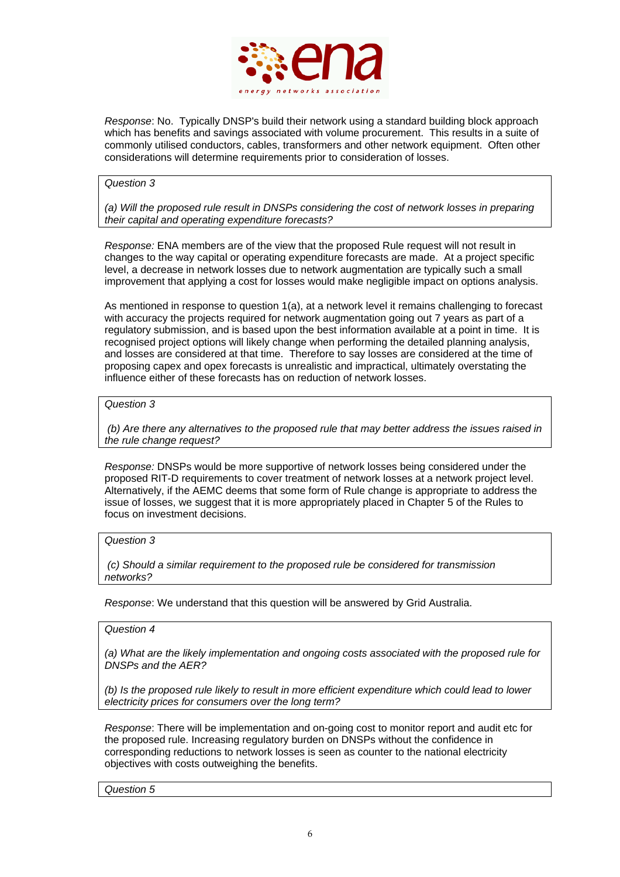*Response*: No. Typically DNSP's build their network using a standard building block approach which has benefits and savings associated with volume procurement. This results in a suite of commonly utilised conductors, cables, transformers and other network equipment. Often other considerations will determine requirements prior to consideration of losses.

| *Question 3* |
| --- |
| *(a) Will the proposed rule result in DNSPs considering the cost of network losses in preparing their capital and operating expenditure forecasts?* |

*Response:* ENA members are of the view that the proposed Rule request will not result in changes to the way capital or operating expenditure forecasts are made. At a project specific level, a decrease in network losses due to network augmentation are typically such a small improvement that applying a cost for losses would make negligible impact on options analysis.

As mentioned in response to question 1(a), at a network level it remains challenging to forecast with accuracy the projects required for network augmentation going out 7 years as part of a regulatory submission, and is based upon the best information available at a point in time. It is recognised project options will likely change when performing the detailed planning analysis, and losses are considered at that time. Therefore to say losses are considered at the time of proposing capex and opex forecasts is unrealistic and impractical, ultimately overstating the influence either of these forecasts has on reduction of network losses.

| *Question 3* |
| --- |
| *(b) Are there any alternatives to the proposed rule that may better address the issues raised in the rule change request?* |

*Response:* DNSPs would be more supportive of network losses being considered under the proposed RIT-D requirements to cover treatment of network losses at a network project level. Alternatively, if the AEMC deems that some form of Rule change is appropriate to address the issue of losses, we suggest that it is more appropriately placed in Chapter 5 of the Rules to focus on investment decisions.

| *Question 3* |
| --- |
| *(c) Should a similar requirement to the proposed rule be considered for transmission networks?* |

*Response*: We understand that this question will be answered by Grid Australia.

| *Question 4* |
| --- |
| *(a) What are the likely implementation and ongoing costs associated with the proposed rule for DNSPs and the AER?*<br><br>*(b) Is the proposed rule likely to result in more efficient expenditure which could lead to lower electricity prices for consumers over the long term?* |

*Response*: There will be implementation and on-going cost to monitor report and audit etc for the proposed rule. Increasing regulatory burden on DNSPs without the confidence in corresponding reductions to network losses is seen as counter to the national electricity objectives with costs outweighing the benefits.

| *Question 5* |
| --- |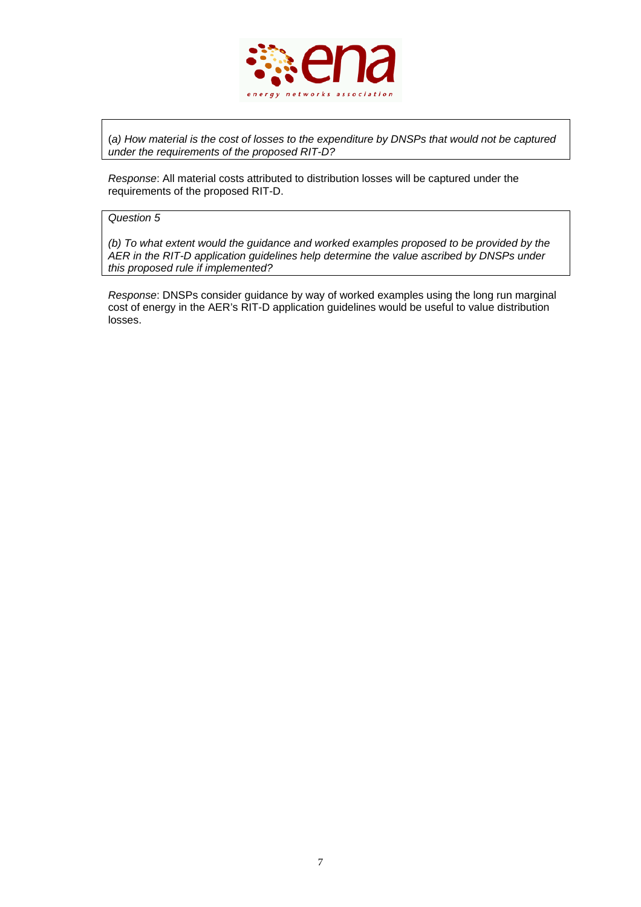*(a) How material is the cost of losses to the expenditure by DNSPs that would not be captured under the requirements of the proposed RIT-D?*

*Response*: All material costs attributed to distribution losses will be captured under the requirements of the proposed RIT-D.

*Question 5*

*(b) To what extent would the guidance and worked examples proposed to be provided by the AER in the RIT-D application guidelines help determine the value ascribed by DNSPs under this proposed rule if implemented?*

*Response*: DNSPs consider guidance by way of worked examples using the long run marginal cost of energy in the AER's RIT-D application guidelines would be useful to value distribution losses.